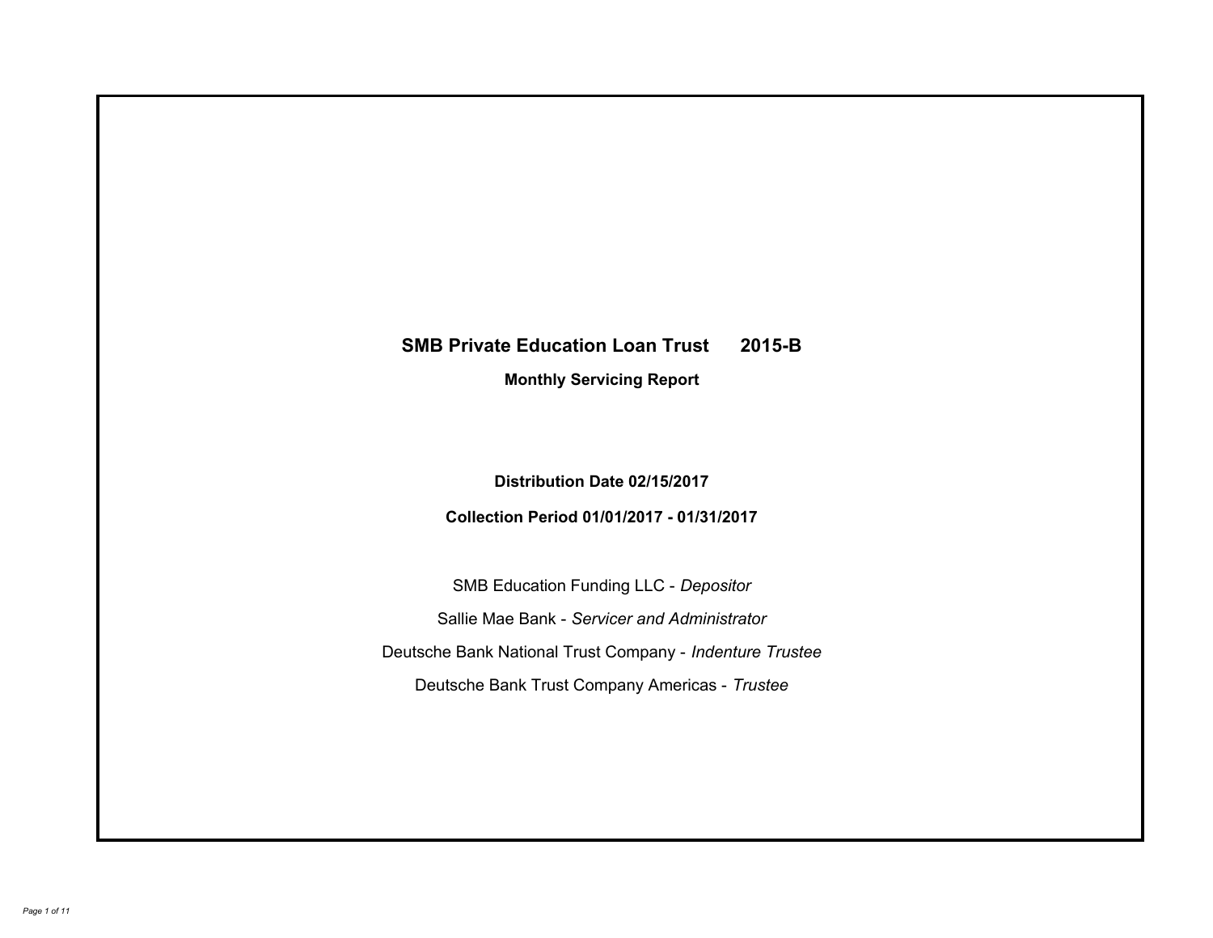# SMB Private Education Loan Trust 2015-B

## Monthly Servicing Report

**Distribution Date 02/15/2017**

**Collection Period 01/01/2017 - 01/31/2017**

SMB Education Funding LLC - *Depositor*

Sallie Mae Bank - *Servicer and Administrator*

Deutsche Bank National Trust Company - *Indenture Trustee*

Deutsche Bank Trust Company Americas - *Trustee*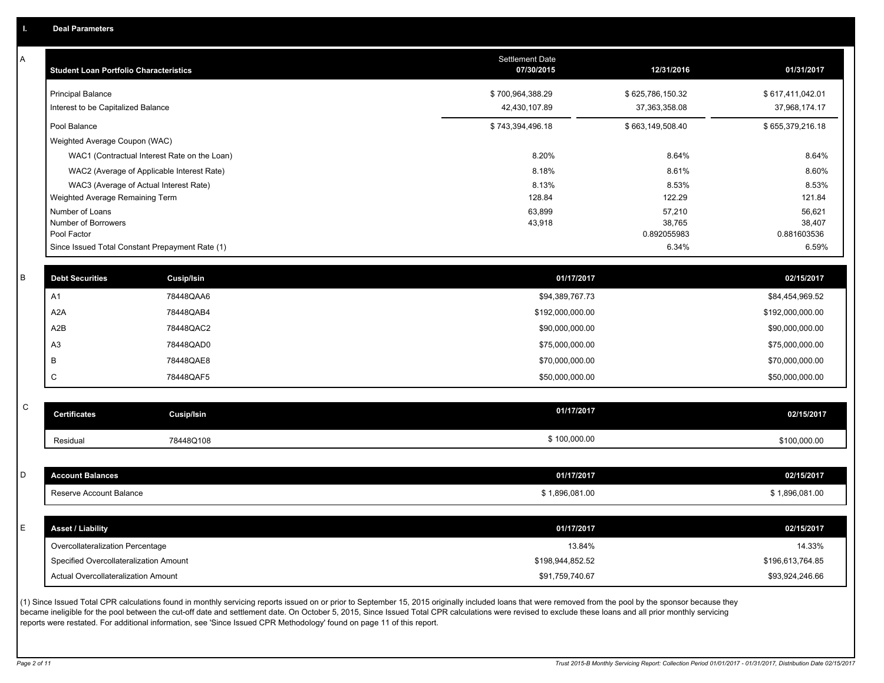## I. Deal Parameters

### A

| Student Loan Portfolio Characteristics | Settlement Date 07/30/2015 | 12/31/2016 | 01/31/2017 |
|---|---|---|---|
| Principal Balance | $ 700,964,388.29 | $ 625,786,150.32 | $ 617,411,042.01 |
| Interest to be Capitalized Balance | 42,430,107.89 | 37,363,358.08 | 37,968,174.17 |
| Pool Balance | $ 743,394,496.18 | $ 663,149,508.40 | $ 655,379,216.18 |
| Weighted Average Coupon (WAC) | | | |
| WAC1 (Contractual Interest Rate on the Loan) | 8.20% | 8.64% | 8.64% |
| WAC2 (Average of Applicable Interest Rate) | 8.18% | 8.61% | 8.60% |
| WAC3 (Average of Actual Interest Rate) | 8.13% | 8.53% | 8.53% |
| Weighted Average Remaining Term | 128.84 | 122.29 | 121.84 |
| Number of Loans | 63,899 | 57,210 | 56,621 |
| Number of Borrowers | 43,918 | 38,765 | 38,407 |
| Pool Factor | | 0.892055983 | 0.881603536 |
| Since Issued Total Constant Prepayment Rate (1) | | 6.34% | 6.59% |

### B

| Debt Securities | Cusip/Isin | 01/17/2017 | 02/15/2017 |
|---|---|---|---|
| A1 | 78448QAA6 | $94,389,767.73 | $84,454,969.52 |
| A2A | 78448QAB4 | $192,000,000.00 | $192,000,000.00 |
| A2B | 78448QAC2 | $90,000,000.00 | $90,000,000.00 |
| A3 | 78448QAD0 | $75,000,000.00 | $75,000,000.00 |
| B | 78448QAE8 | $70,000,000.00 | $70,000,000.00 |
| C | 78448QAF5 | $50,000,000.00 | $50,000,000.00 |

### C

| Certificates | Cusip/Isin | 01/17/2017 | 02/15/2017 |
|---|---|---|---|
| Residual | 78448Q108 | $ 100,000.00 | $100,000.00 |

### D

| Account Balances | 01/17/2017 | 02/15/2017 |
|---|---|---|
| Reserve Account Balance | $ 1,896,081.00 | $ 1,896,081.00 |

### E

| Asset / Liability | 01/17/2017 | 02/15/2017 |
|---|---|---|
| Overcollateralization Percentage | 13.84% | 14.33% |
| Specified Overcollateralization Amount | $198,944,852.52 | $196,613,764.85 |
| Actual Overcollateralization Amount | $91,759,740.67 | $93,924,246.66 |

(1) Since Issued Total CPR calculations found in monthly servicing reports issued on or prior to September 15, 2015 originally included loans that were removed from the pool by the sponsor because they became ineligible for the pool between the cut-off date and settlement date. On October 5, 2015, Since Issued Total CPR calculations were revised to exclude these loans and all prior monthly servicing reports were restated. For additional information, see 'Since Issued CPR Methodology' found on page 11 of this report.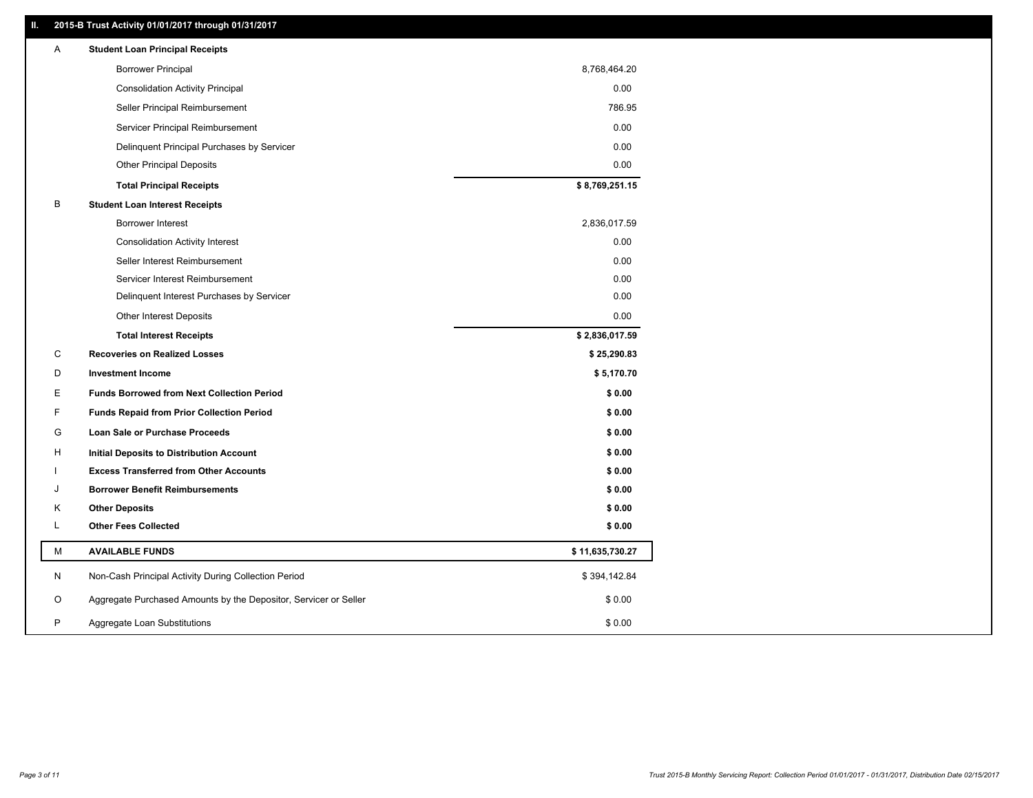## II. 2015-B Trust Activity 01/01/2017 through 01/31/2017

| | | |
|---|---|---|
| A | **Student Loan Principal Receipts** | |
| | Borrower Principal | 8,768,464.20 |
| | Consolidation Activity Principal | 0.00 |
| | Seller Principal Reimbursement | 786.95 |
| | Servicer Principal Reimbursement | 0.00 |
| | Delinquent Principal Purchases by Servicer | 0.00 |
| | Other Principal Deposits | 0.00 |
| | **Total Principal Receipts** | **$ 8,769,251.15** |
| B | **Student Loan Interest Receipts** | |
| | Borrower Interest | 2,836,017.59 |
| | Consolidation Activity Interest | 0.00 |
| | Seller Interest Reimbursement | 0.00 |
| | Servicer Interest Reimbursement | 0.00 |
| | Delinquent Interest Purchases by Servicer | 0.00 |
| | Other Interest Deposits | 0.00 |
| | **Total Interest Receipts** | **$ 2,836,017.59** |
| C | **Recoveries on Realized Losses** | **$ 25,290.83** |
| D | **Investment Income** | **$ 5,170.70** |
| E | **Funds Borrowed from Next Collection Period** | **$ 0.00** |
| F | **Funds Repaid from Prior Collection Period** | **$ 0.00** |
| G | **Loan Sale or Purchase Proceeds** | **$ 0.00** |
| H | **Initial Deposits to Distribution Account** | **$ 0.00** |
| I | **Excess Transferred from Other Accounts** | **$ 0.00** |
| J | **Borrower Benefit Reimbursements** | **$ 0.00** |
| K | **Other Deposits** | **$ 0.00** |
| L | **Other Fees Collected** | **$ 0.00** |
| M | **AVAILABLE FUNDS** | **$ 11,635,730.27** |
| N | Non-Cash Principal Activity During Collection Period | $ 394,142.84 |
| O | Aggregate Purchased Amounts by the Depositor, Servicer or Seller | $ 0.00 |
| P | Aggregate Loan Substitutions | $ 0.00 |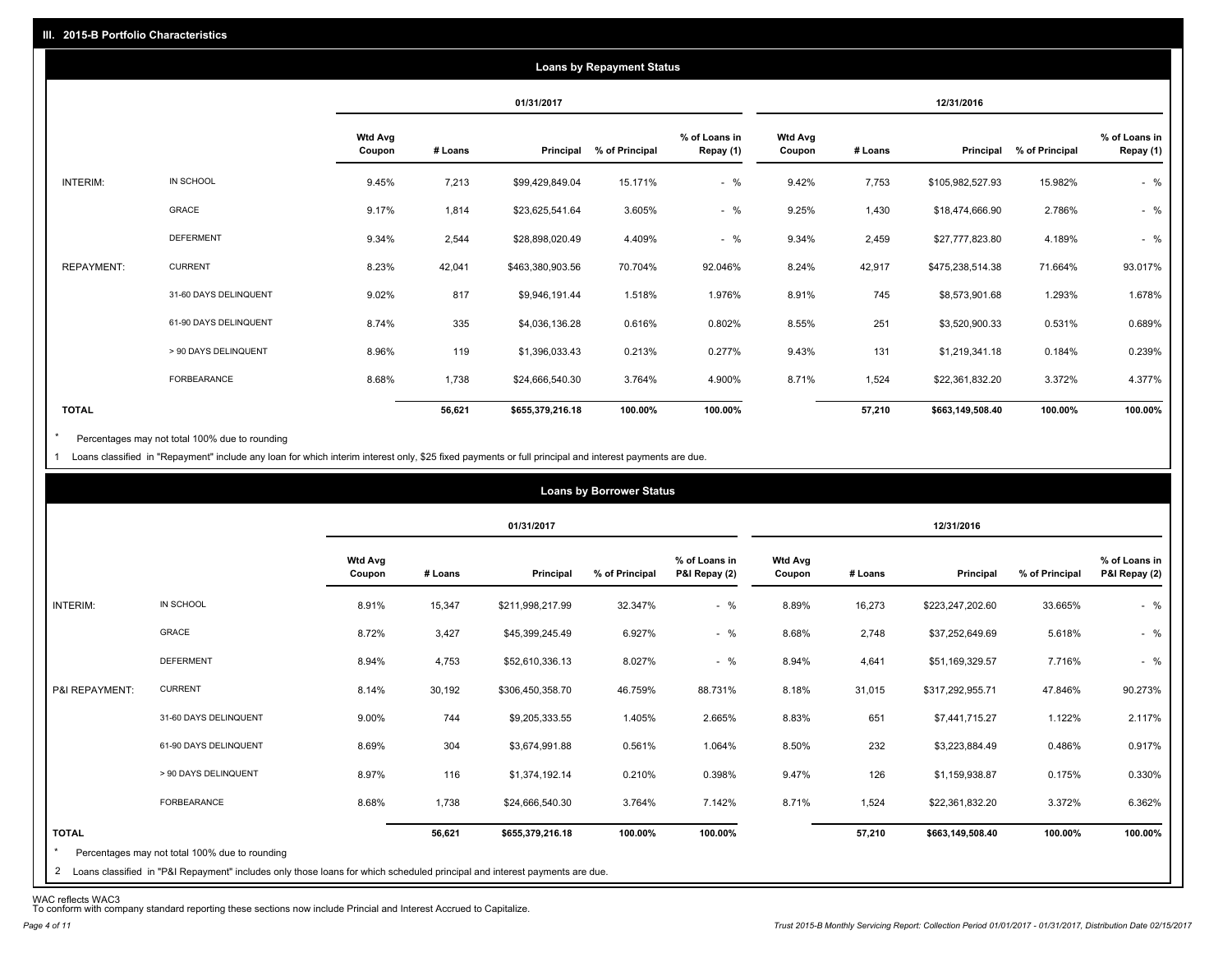## III. 2015-B Portfolio Characteristics

### Loans by Repayment Status

| | | 01/31/2017 | | | | | 12/31/2016 | | | | |
|---|---|---|---|---|---|---|---|---|---|---|---|
| | | Wtd Avg Coupon | # Loans | Principal | % of Principal | % of Loans in Repay (1) | Wtd Avg Coupon | # Loans | Principal | % of Principal | % of Loans in Repay (1) |
| INTERIM: | IN SCHOOL | 9.45% | 7,213 | $99,429,849.04 | 15.171% | - % | 9.42% | 7,753 | $105,982,527.93 | 15.982% | - % |
| | GRACE | 9.17% | 1,814 | $23,625,541.64 | 3.605% | - % | 9.25% | 1,430 | $18,474,666.90 | 2.786% | - % |
| | DEFERMENT | 9.34% | 2,544 | $28,898,020.49 | 4.409% | - % | 9.34% | 2,459 | $27,777,823.80 | 4.189% | - % |
| REPAYMENT: | CURRENT | 8.23% | 42,041 | $463,380,903.56 | 70.704% | 92.046% | 8.24% | 42,917 | $475,238,514.38 | 71.664% | 93.017% |
| | 31-60 DAYS DELINQUENT | 9.02% | 817 | $9,946,191.44 | 1.518% | 1.976% | 8.91% | 745 | $8,573,901.68 | 1.293% | 1.678% |
| | 61-90 DAYS DELINQUENT | 8.74% | 335 | $4,036,136.28 | 0.616% | 0.802% | 8.55% | 251 | $3,520,900.33 | 0.531% | 0.689% |
| | > 90 DAYS DELINQUENT | 8.96% | 119 | $1,396,033.43 | 0.213% | 0.277% | 9.43% | 131 | $1,219,341.18 | 0.184% | 0.239% |
| | FORBEARANCE | 8.68% | 1,738 | $24,666,540.30 | 3.764% | 4.900% | 8.71% | 1,524 | $22,361,832.20 | 3.372% | 4.377% |
| **TOTAL** | | | **56,621** | **$655,379,216.18** | **100.00%** | **100.00%** | | **57,210** | **$663,149,508.40** | **100.00%** | **100.00%** |

\* Percentages may not total 100% due to rounding

1 Loans classified in "Repayment" include any loan for which interim interest only, $25 fixed payments or full principal and interest payments are due.

### Loans by Borrower Status

| | | 01/31/2017 | | | | | 12/31/2016 | | | | |
|---|---|---|---|---|---|---|---|---|---|---|---|
| | | Wtd Avg Coupon | # Loans | Principal | % of Principal | % of Loans in P&I Repay (2) | Wtd Avg Coupon | # Loans | Principal | % of Principal | % of Loans in P&I Repay (2) |
| INTERIM: | IN SCHOOL | 8.91% | 15,347 | $211,998,217.99 | 32.347% | - % | 8.89% | 16,273 | $223,247,202.60 | 33.665% | - % |
| | GRACE | 8.72% | 3,427 | $45,399,245.49 | 6.927% | - % | 8.68% | 2,748 | $37,252,649.69 | 5.618% | - % |
| | DEFERMENT | 8.94% | 4,753 | $52,610,336.13 | 8.027% | - % | 8.94% | 4,641 | $51,169,329.57 | 7.716% | - % |
| P&I REPAYMENT: | CURRENT | 8.14% | 30,192 | $306,450,358.70 | 46.759% | 88.731% | 8.18% | 31,015 | $317,292,955.71 | 47.846% | 90.273% |
| | 31-60 DAYS DELINQUENT | 9.00% | 744 | $9,205,333.55 | 1.405% | 2.665% | 8.83% | 651 | $7,441,715.27 | 1.122% | 2.117% |
| | 61-90 DAYS DELINQUENT | 8.69% | 304 | $3,674,991.88 | 0.561% | 1.064% | 8.50% | 232 | $3,223,884.49 | 0.486% | 0.917% |
| | > 90 DAYS DELINQUENT | 8.97% | 116 | $1,374,192.14 | 0.210% | 0.398% | 9.47% | 126 | $1,159,938.87 | 0.175% | 0.330% |
| | FORBEARANCE | 8.68% | 1,738 | $24,666,540.30 | 3.764% | 7.142% | 8.71% | 1,524 | $22,361,832.20 | 3.372% | 6.362% |
| **TOTAL** | | | **56,621** | **$655,379,216.18** | **100.00%** | **100.00%** | | **57,210** | **$663,149,508.40** | **100.00%** | **100.00%** |

\* Percentages may not total 100% due to rounding

2 Loans classified in "P&I Repayment" includes only those loans for which scheduled principal and interest payments are due.

WAC reflects WAC3
To conform with company standard reporting these sections now include Princial and Interest Accrued to Capitalize.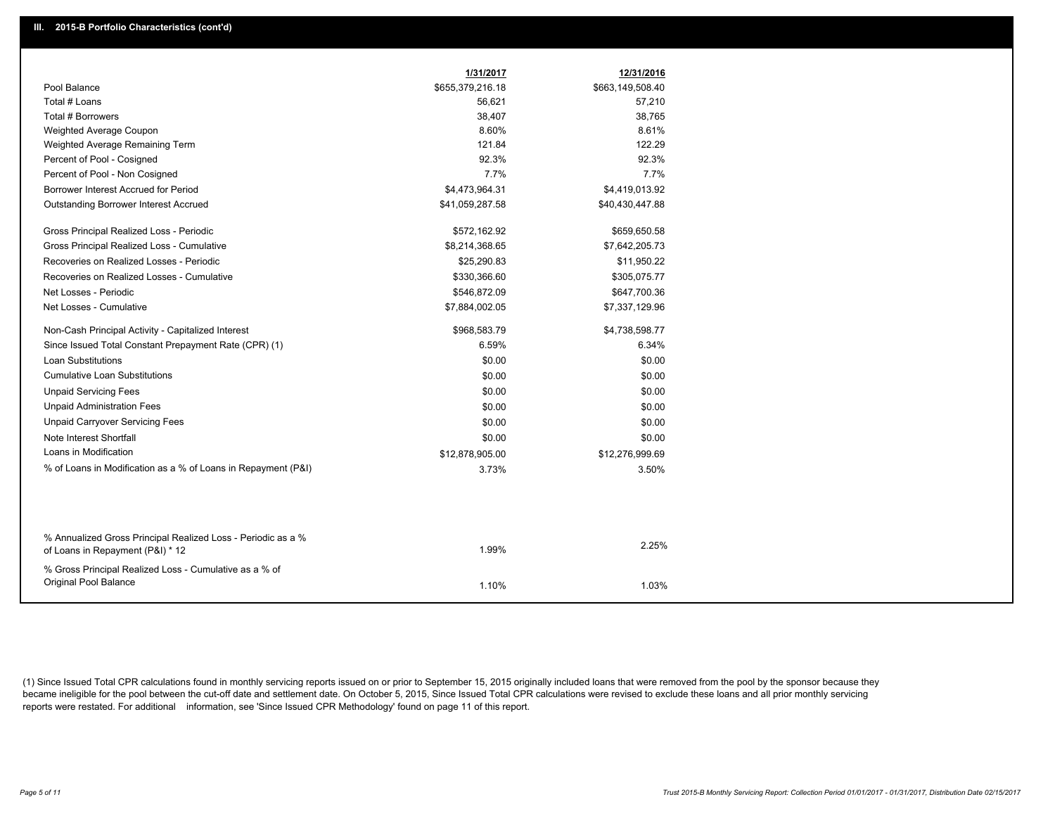## III. 2015-B Portfolio Characteristics (cont'd)

| | 1/31/2017 | 12/31/2016 |
|---|---|---|
| Pool Balance | $655,379,216.18 | $663,149,508.40 |
| Total # Loans | 56,621 | 57,210 |
| Total # Borrowers | 38,407 | 38,765 |
| Weighted Average Coupon | 8.60% | 8.61% |
| Weighted Average Remaining Term | 121.84 | 122.29 |
| Percent of Pool - Cosigned | 92.3% | 92.3% |
| Percent of Pool - Non Cosigned | 7.7% | 7.7% |
| Borrower Interest Accrued for Period | $4,473,964.31 | $4,419,013.92 |
| Outstanding Borrower Interest Accrued | $41,059,287.58 | $40,430,447.88 |
| Gross Principal Realized Loss - Periodic | $572,162.92 | $659,650.58 |
| Gross Principal Realized Loss - Cumulative | $8,214,368.65 | $7,642,205.73 |
| Recoveries on Realized Losses - Periodic | $25,290.83 | $11,950.22 |
| Recoveries on Realized Losses - Cumulative | $330,366.60 | $305,075.77 |
| Net Losses - Periodic | $546,872.09 | $647,700.36 |
| Net Losses - Cumulative | $7,884,002.05 | $7,337,129.96 |
| Non-Cash Principal Activity - Capitalized Interest | $968,583.79 | $4,738,598.77 |
| Since Issued Total Constant Prepayment Rate (CPR) (1) | 6.59% | 6.34% |
| Loan Substitutions | $0.00 | $0.00 |
| Cumulative Loan Substitutions | $0.00 | $0.00 |
| Unpaid Servicing Fees | $0.00 | $0.00 |
| Unpaid Administration Fees | $0.00 | $0.00 |
| Unpaid Carryover Servicing Fees | $0.00 | $0.00 |
| Note Interest Shortfall | $0.00 | $0.00 |
| Loans in Modification | $12,878,905.00 | $12,276,999.69 |
| % of Loans in Modification as a % of Loans in Repayment (P&I) | 3.73% | 3.50% |
| % Annualized Gross Principal Realized Loss - Periodic as a % of Loans in Repayment (P&I) * 12 | 1.99% | 2.25% |
| % Gross Principal Realized Loss - Cumulative as a % of Original Pool Balance | 1.10% | 1.03% |

(1) Since Issued Total CPR calculations found in monthly servicing reports issued on or prior to September 15, 2015 originally included loans that were removed from the pool by the sponsor because they became ineligible for the pool between the cut-off date and settlement date. On October 5, 2015, Since Issued Total CPR calculations were revised to exclude these loans and all prior monthly servicing reports were restated. For additional information, see 'Since Issued CPR Methodology' found on page 11 of this report.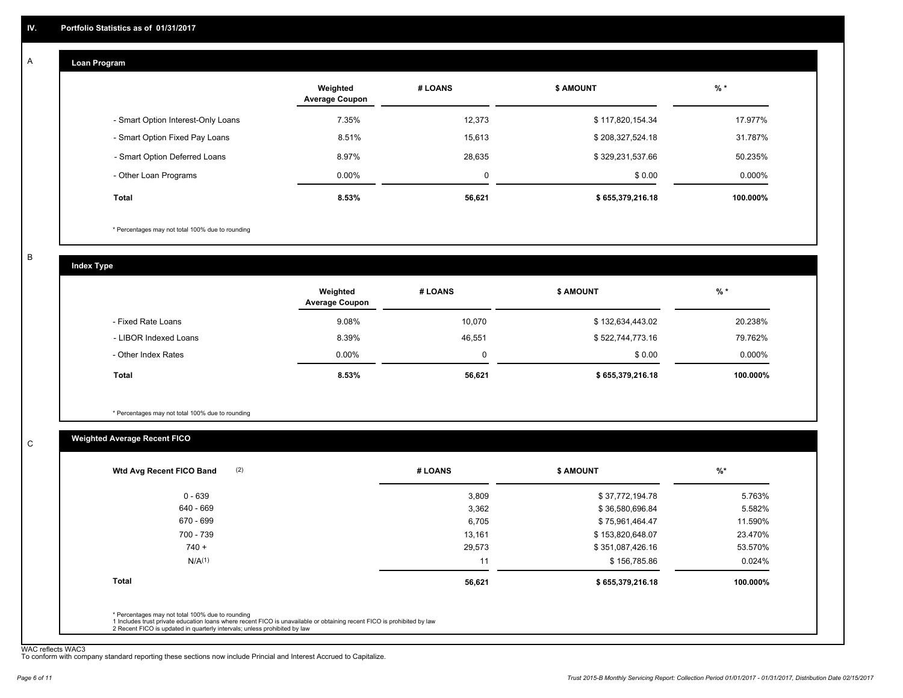## IV. Portfolio Statistics as of 01/31/2017

### A. Loan Program

| | Weighted Average Coupon | # LOANS | $ AMOUNT | % * |
|---|---|---|---|---|
| - Smart Option Interest-Only Loans | 7.35% | 12,373 | $ 117,820,154.34 | 17.977% |
| - Smart Option Fixed Pay Loans | 8.51% | 15,613 | $ 208,327,524.18 | 31.787% |
| - Smart Option Deferred Loans | 8.97% | 28,635 | $ 329,231,537.66 | 50.235% |
| - Other Loan Programs | 0.00% | 0 | $ 0.00 | 0.000% |
| **Total** | **8.53%** | **56,621** | **$ 655,379,216.18** | **100.000%** |

* Percentages may not total 100% due to rounding

### B. Index Type

| | Weighted Average Coupon | # LOANS | $ AMOUNT | % * |
|---|---|---|---|---|
| - Fixed Rate Loans | 9.08% | 10,070 | $ 132,634,443.02 | 20.238% |
| - LIBOR Indexed Loans | 8.39% | 46,551 | $ 522,744,773.16 | 79.762% |
| - Other Index Rates | 0.00% | 0 | $ 0.00 | 0.000% |
| **Total** | **8.53%** | **56,621** | **$ 655,379,216.18** | **100.000%** |

* Percentages may not total 100% due to rounding

### C. Weighted Average Recent FICO

| Wtd Avg Recent FICO Band (2) | # LOANS | $ AMOUNT | %* |
|---|---|---|---|
| 0 - 639 | 3,809 | $ 37,772,194.78 | 5.763% |
| 640 - 669 | 3,362 | $ 36,580,696.84 | 5.582% |
| 670 - 699 | 6,705 | $ 75,961,464.47 | 11.590% |
| 700 - 739 | 13,161 | $ 153,820,648.07 | 23.470% |
| 740 + | 29,573 | $ 351,087,426.16 | 53.570% |
| N/A(1) | 11 | $ 156,785.86 | 0.024% |
| **Total** | **56,621** | **$ 655,379,216.18** | **100.000%** |

* Percentages may not total 100% due to rounding
1 Includes trust private education loans where recent FICO is unavailable or obtaining recent FICO is prohibited by law
2 Recent FICO is updated in quarterly intervals; unless prohibited by law

WAC reflects WAC3
To conform with company standard reporting these sections now include Princial and Interest Accrued to Capitalize.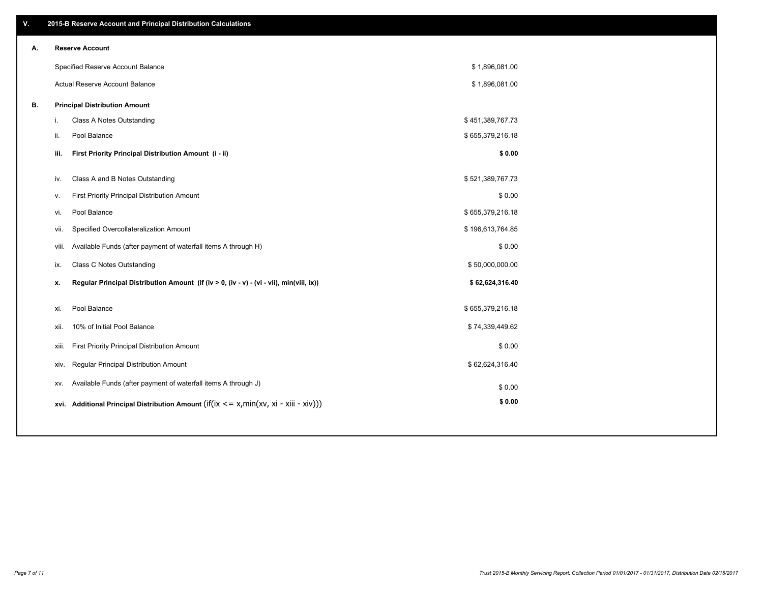## V. 2015-B Reserve Account and Principal Distribution Calculations

| | | |
|---|---|---|
| **A.** | **Reserve Account** | |
| | Specified Reserve Account Balance | $ 1,896,081.00 |
| | Actual Reserve Account Balance | $ 1,896,081.00 |
| **B.** | **Principal Distribution Amount** | |
| | i. Class A Notes Outstanding | $ 451,389,767.73 |
| | ii. Pool Balance | $ 655,379,216.18 |
| | **iii. First Priority Principal Distribution Amount (i - ii)** | **$ 0.00** |
| | iv. Class A and B Notes Outstanding | $ 521,389,767.73 |
| | v. First Priority Principal Distribution Amount | $ 0.00 |
| | vi. Pool Balance | $ 655,379,216.18 |
| | vii. Specified Overcollateralization Amount | $ 196,613,764.85 |
| | viii. Available Funds (after payment of waterfall items A through H) | $ 0.00 |
| | ix. Class C Notes Outstanding | $ 50,000,000.00 |
| | **x. Regular Principal Distribution Amount (if (iv > 0, (iv - v) - (vi - vii), min(viii, ix))** | **$ 62,624,316.40** |
| | xi. Pool Balance | $ 655,379,216.18 |
| | xii. 10% of Initial Pool Balance | $ 74,339,449.62 |
| | xiii. First Priority Principal Distribution Amount | $ 0.00 |
| | xiv. Regular Principal Distribution Amount | $ 62,624,316.40 |
| | xv. Available Funds (after payment of waterfall items A through J) | $ 0.00 |
| | **xvi. Additional Principal Distribution Amount** (if(ix <= x,min(xv, xi - xiii - xiv))) | **$ 0.00** |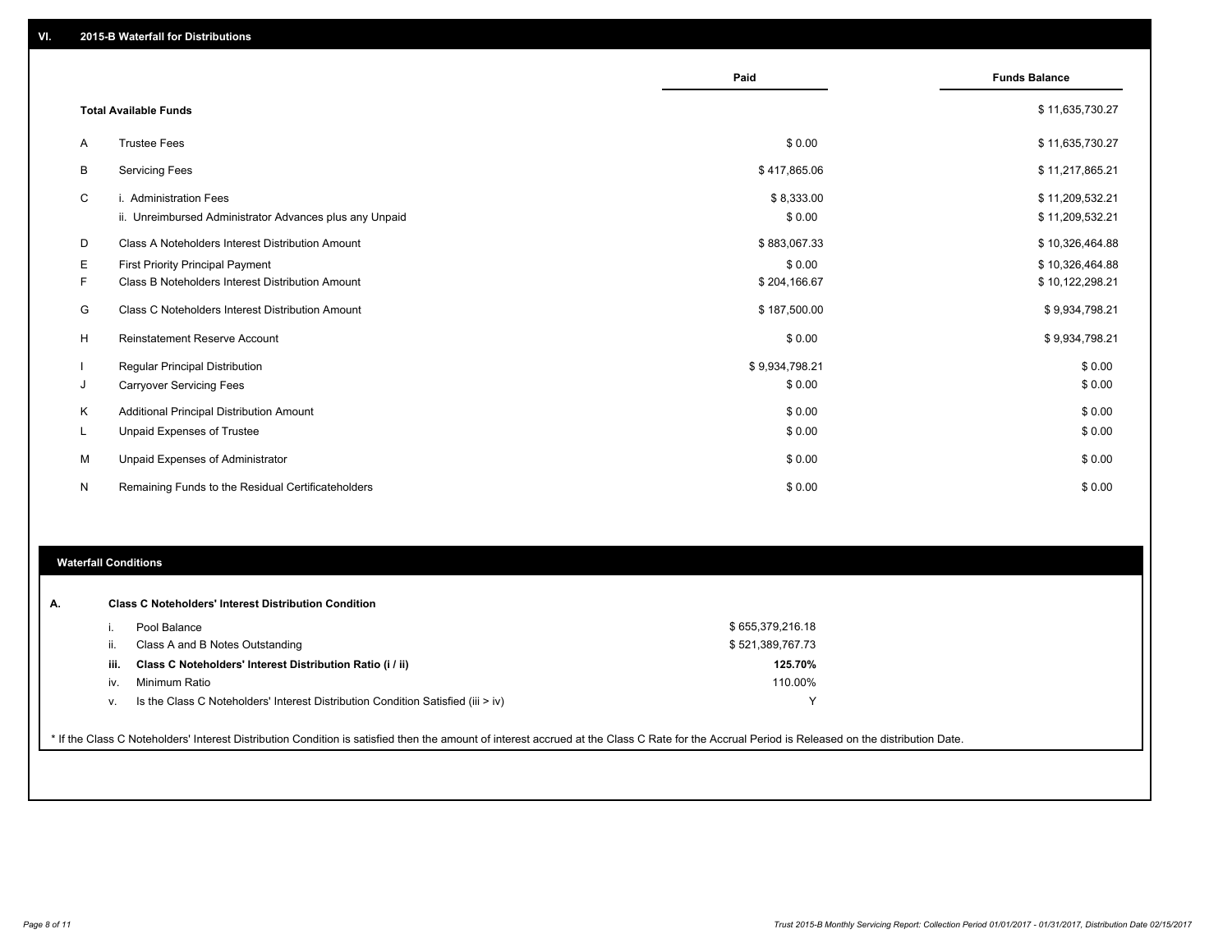## VI. 2015-B Waterfall for Distributions

| | | Paid | Funds Balance |
|---|---|---|---|
| | **Total Available Funds** | | $ 11,635,730.27 |
| A | Trustee Fees | $ 0.00 | $ 11,635,730.27 |
| B | Servicing Fees | $ 417,865.06 | $ 11,217,865.21 |
| C | i. Administration Fees | $ 8,333.00 | $ 11,209,532.21 |
| | ii. Unreimbursed Administrator Advances plus any Unpaid | $ 0.00 | $ 11,209,532.21 |
| D | Class A Noteholders Interest Distribution Amount | $ 883,067.33 | $ 10,326,464.88 |
| E | First Priority Principal Payment | $ 0.00 | $ 10,326,464.88 |
| F | Class B Noteholders Interest Distribution Amount | $ 204,166.67 | $ 10,122,298.21 |
| G | Class C Noteholders Interest Distribution Amount | $ 187,500.00 | $ 9,934,798.21 |
| H | Reinstatement Reserve Account | $ 0.00 | $ 9,934,798.21 |
| I | Regular Principal Distribution | $ 9,934,798.21 | $ 0.00 |
| J | Carryover Servicing Fees | $ 0.00 | $ 0.00 |
| K | Additional Principal Distribution Amount | $ 0.00 | $ 0.00 |
| L | Unpaid Expenses of Trustee | $ 0.00 | $ 0.00 |
| M | Unpaid Expenses of Administrator | $ 0.00 | $ 0.00 |
| N | Remaining Funds to the Residual Certificateholders | $ 0.00 | $ 0.00 |

## Waterfall Conditions

**A. Class C Noteholders' Interest Distribution Condition**

| | | |
|---|---|---|
| i. | Pool Balance | $ 655,379,216.18 |
| ii. | Class A and B Notes Outstanding | $ 521,389,767.73 |
| **iii.** | **Class C Noteholders' Interest Distribution Ratio (i / ii)** | **125.70%** |
| iv. | Minimum Ratio | 110.00% |
| v. | Is the Class C Noteholders' Interest Distribution Condition Satisfied (iii > iv) | Y |

* If the Class C Noteholders' Interest Distribution Condition is satisfied then the amount of interest accrued at the Class C Rate for the Accrual Period is Released on the distribution Date.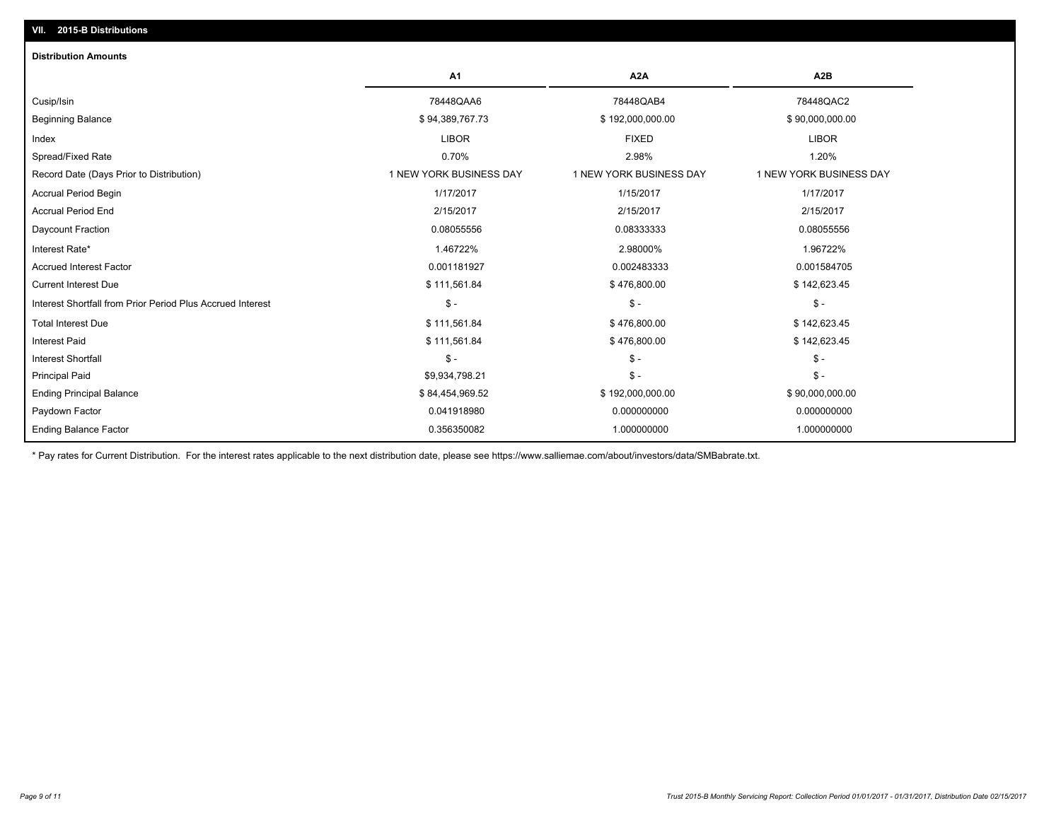## VII. 2015-B Distributions

### Distribution Amounts

| | A1 | A2A | A2B |
|---|---|---|---|
| Cusip/Isin | 78448QAA6 | 78448QAB4 | 78448QAC2 |
| Beginning Balance | $ 94,389,767.73 | $ 192,000,000.00 | $ 90,000,000.00 |
| Index | LIBOR | FIXED | LIBOR |
| Spread/Fixed Rate | 0.70% | 2.98% | 1.20% |
| Record Date (Days Prior to Distribution) | 1 NEW YORK BUSINESS DAY | 1 NEW YORK BUSINESS DAY | 1 NEW YORK BUSINESS DAY |
| Accrual Period Begin | 1/17/2017 | 1/15/2017 | 1/17/2017 |
| Accrual Period End | 2/15/2017 | 2/15/2017 | 2/15/2017 |
| Daycount Fraction | 0.08055556 | 0.08333333 | 0.08055556 |
| Interest Rate* | 1.46722% | 2.98000% | 1.96722% |
| Accrued Interest Factor | 0.001181927 | 0.002483333 | 0.001584705 |
| Current Interest Due | $ 111,561.84 | $ 476,800.00 | $ 142,623.45 |
| Interest Shortfall from Prior Period Plus Accrued Interest | $ - | $ - | $ - |
| Total Interest Due | $ 111,561.84 | $ 476,800.00 | $ 142,623.45 |
| Interest Paid | $ 111,561.84 | $ 476,800.00 | $ 142,623.45 |
| Interest Shortfall | $ - | $ - | $ - |
| Principal Paid | $9,934,798.21 | $ - | $ - |
| Ending Principal Balance | $ 84,454,969.52 | $ 192,000,000.00 | $ 90,000,000.00 |
| Paydown Factor | 0.041918980 | 0.000000000 | 0.000000000 |
| Ending Balance Factor | 0.356350082 | 1.000000000 | 1.000000000 |

* Pay rates for Current Distribution. For the interest rates applicable to the next distribution date, please see https://www.salliemae.com/about/investors/data/SMBabrate.txt.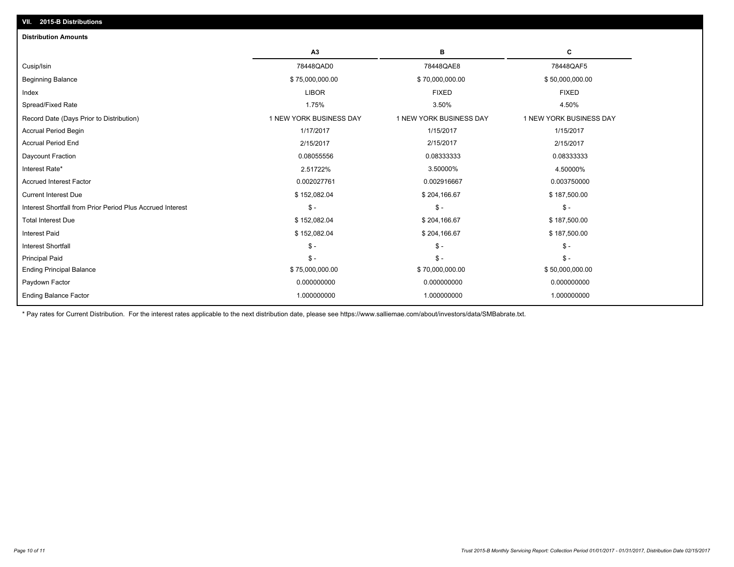## VII. 2015-B Distributions

### Distribution Amounts

| | A3 | B | C |
|---|---|---|---|
| Cusip/Isin | 78448QAD0 | 78448QAE8 | 78448QAF5 |
| Beginning Balance | $ 75,000,000.00 | $ 70,000,000.00 | $ 50,000,000.00 |
| Index | LIBOR | FIXED | FIXED |
| Spread/Fixed Rate | 1.75% | 3.50% | 4.50% |
| Record Date (Days Prior to Distribution) | 1 NEW YORK BUSINESS DAY | 1 NEW YORK BUSINESS DAY | 1 NEW YORK BUSINESS DAY |
| Accrual Period Begin | 1/17/2017 | 1/15/2017 | 1/15/2017 |
| Accrual Period End | 2/15/2017 | 2/15/2017 | 2/15/2017 |
| Daycount Fraction | 0.08055556 | 0.08333333 | 0.08333333 |
| Interest Rate* | 2.51722% | 3.50000% | 4.50000% |
| Accrued Interest Factor | 0.002027761 | 0.002916667 | 0.003750000 |
| Current Interest Due | $ 152,082.04 | $ 204,166.67 | $ 187,500.00 |
| Interest Shortfall from Prior Period Plus Accrued Interest | $ - | $ - | $ - |
| Total Interest Due | $ 152,082.04 | $ 204,166.67 | $ 187,500.00 |
| Interest Paid | $ 152,082.04 | $ 204,166.67 | $ 187,500.00 |
| Interest Shortfall | $ - | $ - | $ - |
| Principal Paid | $ - | $ - | $ - |
| Ending Principal Balance | $ 75,000,000.00 | $ 70,000,000.00 | $ 50,000,000.00 |
| Paydown Factor | 0.000000000 | 0.000000000 | 0.000000000 |
| Ending Balance Factor | 1.000000000 | 1.000000000 | 1.000000000 |

* Pay rates for Current Distribution. For the interest rates applicable to the next distribution date, please see https://www.salliemae.com/about/investors/data/SMBabrate.txt.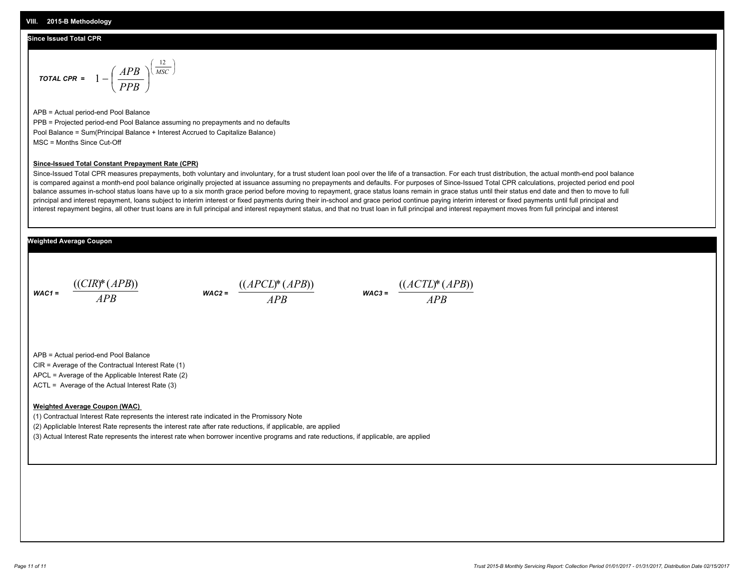## VIII. 2015-B Methodology

### Since Issued Total CPR

$$\textbf{\textit{TOTAL CPR}} = 1 - \left(\frac{APB}{PPB}\right)^{\left(\frac{12}{MSC}\right)}$$

APB = Actual period-end Pool Balance

PPB = Projected period-end Pool Balance assuming no prepayments and no defaults

Pool Balance = Sum(Principal Balance + Interest Accrued to Capitalize Balance)

MSC = Months Since Cut-Off

**Since-Issued Total Constant Prepayment Rate (CPR)**

Since-Issued Total CPR measures prepayments, both voluntary and involuntary, for a trust student loan pool over the life of a transaction. For each trust distribution, the actual month-end pool balance is compared against a month-end pool balance originally projected at issuance assuming no prepayments and defaults. For purposes of Since-Issued Total CPR calculations, projected period end pool balance assumes in-school status loans have up to a six month grace period before moving to repayment, grace status loans remain in grace status until their status end date and then to move to full principal and interest repayment, loans subject to interim interest or fixed payments during their in-school and grace period continue paying interim interest or fixed payments until full principal and interest repayment begins, all other trust loans are in full principal and interest repayment status, and that no trust loan in full principal and interest repayment moves from full principal and interest

### Weighted Average Coupon

$$\textbf{\textit{WAC1}} = \frac{((CIR)*(APB))}{APB} \qquad \textbf{\textit{WAC2}} = \frac{((APCL)*(APB))}{APB} \qquad \textbf{\textit{WAC3}} = \frac{((ACTL)*(APB))}{APB}$$

APB = Actual period-end Pool Balance

CIR = Average of the Contractual Interest Rate (1)

APCL = Average of the Applicable Interest Rate (2)

ACTL = Average of the Actual Interest Rate (3)

**Weighted Average Coupon (WAC)**

(1) Contractual Interest Rate represents the interest rate indicated in the Promissory Note

(2) Appliclable Interest Rate represents the interest rate after rate reductions, if applicable, are applied

(3) Actual Interest Rate represents the interest rate when borrower incentive programs and rate reductions, if applicable, are applied